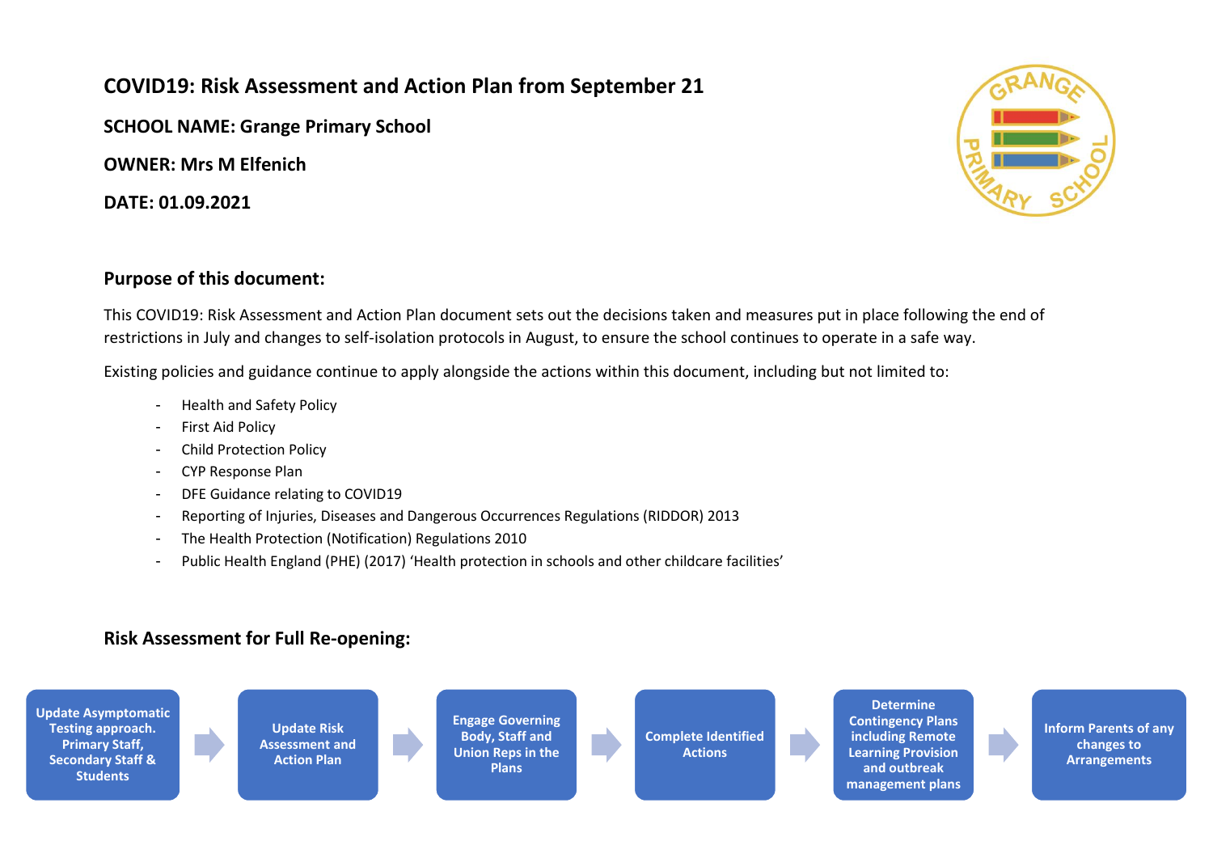# COVID19: Risk Assessment and Action Plan from September 21

**SCHOOL NAME: Grange Primary School**

**OWNER: Mrs M Elfenich**

**DATE: 01.09.2021**

## Purpose of this document:

This COVID19: Risk Assessment and Action Plan document sets out the decisions taken and measures put in place following the end of restrictions in July and changes to self-isolation protocols in August, to ensure the school continues to operate in a safe way.

Existing policies and guidance continue to apply alongside the actions within this document, including but not limited to:

- Health and Safety Policy
- First Aid Policy
- Child Protection Policy
- CYP Response Plan
- DFE Guidance relating to COVID19
- Reporting of Injuries, Diseases and Dangerous Occurrences Regulations (RIDDOR) 2013
- The Health Protection (Notification) Regulations 2010
- Public Health England (PHE) (2017) 'Health protection in schools and other childcare facilities'

## Risk Assessment for Full Re-opening:

Update Asymptomatic Testing approach. Primary Staff, Secondary Staff & Students → Update Risk Assessment and Action Plan → Engage Governing Body, Staff and Union Reps in the Plans → Complete Identified Actions → Determine Contingency Plans including Remote Learning Provision and outbreak management plans → Inform Parents of any changes to Arrangements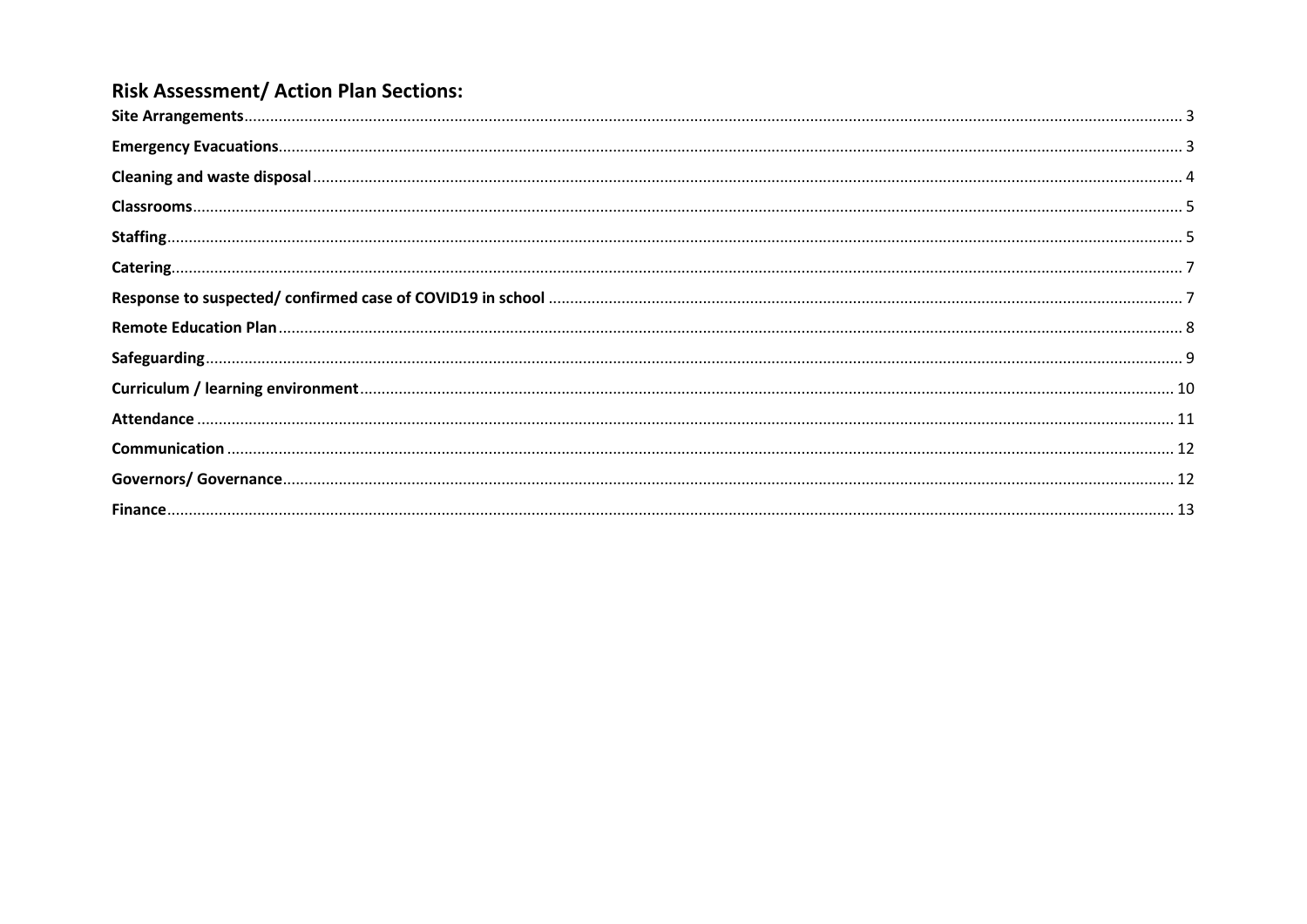## Risk Assessment/ Action Plan Sections:

**Site Arrangements** ............ 3
**Emergency Evacuations** ............ 3
**Cleaning and waste disposal** ............ 4
**Classrooms** ............ 5
**Staffing** ............ 5
**Catering** ............ 7
**Response to suspected/ confirmed case of COVID19 in school** ............ 7
**Remote Education Plan** ............ 8
**Safeguarding** ............ 9
**Curriculum / learning environment** ............ 10
**Attendance** ............ 11
**Communication** ............ 12
**Governors/ Governance** ............ 12
**Finance** ............ 13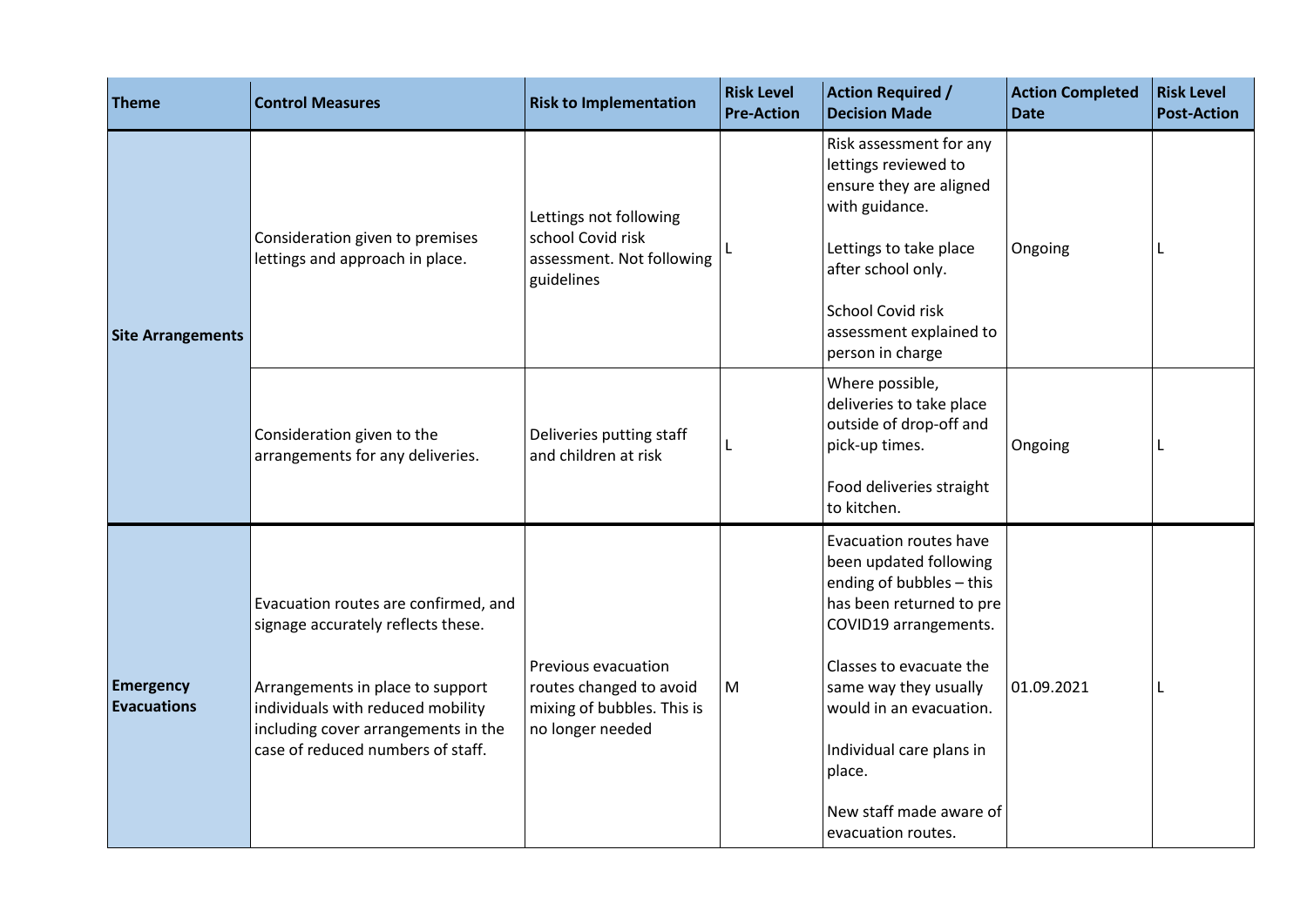| Theme | Control Measures | Risk to Implementation | Risk Level Pre-Action | Action Required / Decision Made | Action Completed Date | Risk Level Post-Action |
|---|---|---|---|---|---|---|
| Site Arrangements | Consideration given to premises lettings and approach in place. | Lettings not following school Covid risk assessment. Not following guidelines | L | Risk assessment for any lettings reviewed to ensure they are aligned with guidance.<br><br>Lettings to take place after school only.<br><br>School Covid risk assessment explained to person in charge | Ongoing | L |
| | Consideration given to the arrangements for any deliveries. | Deliveries putting staff and children at risk | L | Where possible, deliveries to take place outside of drop-off and pick-up times.<br><br>Food deliveries straight to kitchen. | Ongoing | L |
| Emergency Evacuations | Evacuation routes are confirmed, and signage accurately reflects these.<br><br>Arrangements in place to support individuals with reduced mobility including cover arrangements in the case of reduced numbers of staff. | Previous evacuation routes changed to avoid mixing of bubbles. This is no longer needed | M | Evacuation routes have been updated following ending of bubbles – this has been returned to pre COVID19 arrangements.<br><br>Classes to evacuate the same way they usually would in an evacuation.<br><br>Individual care plans in place.<br><br>New staff made aware of evacuation routes. | 01.09.2021 | L |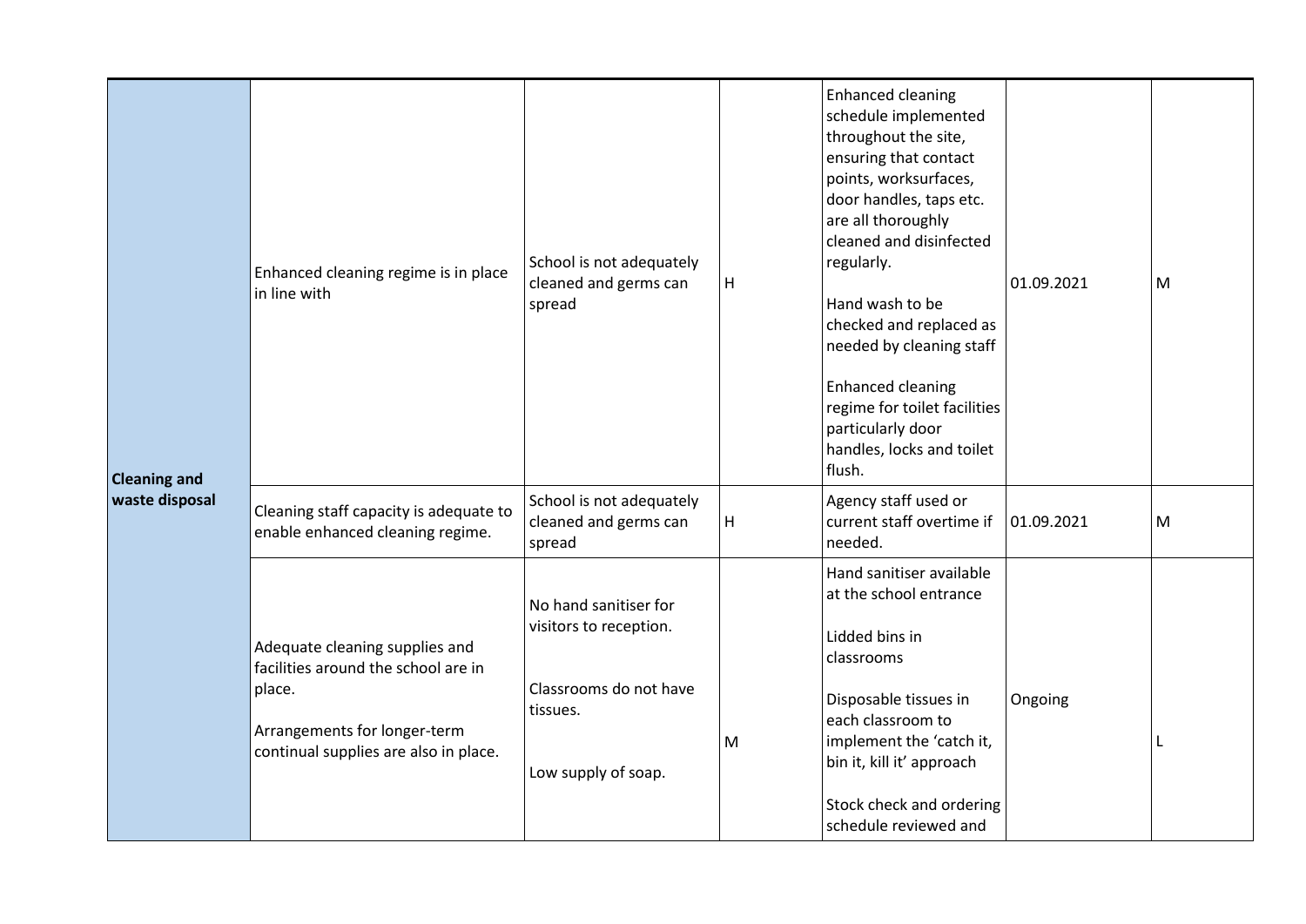| Cleaning and waste disposal | Enhanced cleaning regime is in place in line with | School is not adequately cleaned and germs can spread | H | Enhanced cleaning schedule implemented throughout the site, ensuring that contact points, worksurfaces, door handles, taps etc. are all thoroughly cleaned and disinfected regularly.<br><br>Hand wash to be checked and replaced as needed by cleaning staff<br><br>Enhanced cleaning regime for toilet facilities particularly door handles, locks and toilet flush. | 01.09.2021 | M |
|---|---|---|---|---|---|---|
| | Cleaning staff capacity is adequate to enable enhanced cleaning regime. | School is not adequately cleaned and germs can spread | H | Agency staff used or current staff overtime if needed. | 01.09.2021 | M |
| | Adequate cleaning supplies and facilities around the school are in place.<br><br>Arrangements for longer-term continual supplies are also in place. | No hand sanitiser for visitors to reception.<br><br>Classrooms do not have tissues.<br><br>Low supply of soap. | M | Hand sanitiser available at the school entrance<br><br>Lidded bins in classrooms<br><br>Disposable tissues in each classroom to implement the 'catch it, bin it, kill it' approach<br><br>Stock check and ordering schedule reviewed and | Ongoing | L |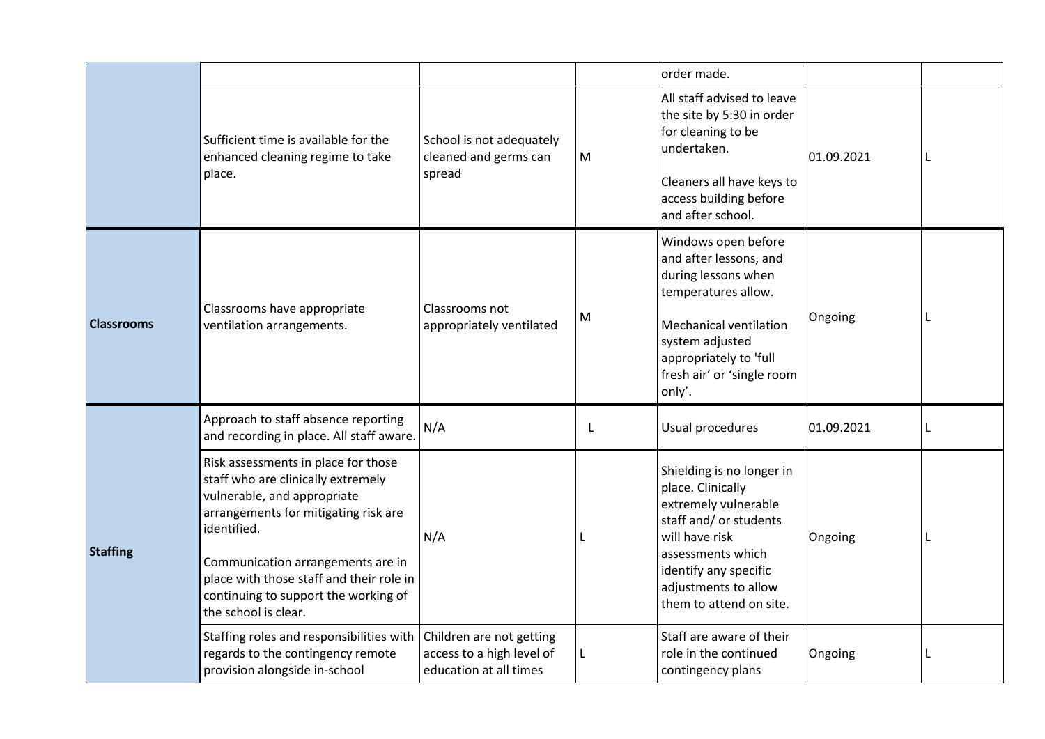| | | | | | | |
|---|---|---|---|---|---|---|
| | | | | order made. | | |
| | Sufficient time is available for the enhanced cleaning regime to take place. | School is not adequately cleaned and germs can spread | M | All staff advised to leave the site by 5:30 in order for cleaning to be undertaken.<br><br>Cleaners all have keys to access building before and after school. | 01.09.2021 | L |
| **Classrooms** | Classrooms have appropriate ventilation arrangements. | Classrooms not appropriately ventilated | M | Windows open before and after lessons, and during lessons when temperatures allow.<br><br>Mechanical ventilation system adjusted appropriately to 'full fresh air' or 'single room only'. | Ongoing | L |
| **Staffing** | Approach to staff absence reporting and recording in place. All staff aware. | N/A | L | Usual procedures | 01.09.2021 | L |
| | Risk assessments in place for those staff who are clinically extremely vulnerable, and appropriate arrangements for mitigating risk are identified.<br><br>Communication arrangements are in place with those staff and their role in continuing to support the working of the school is clear. | N/A | L | Shielding is no longer in place. Clinically extremely vulnerable staff and/ or students will have risk assessments which identify any specific adjustments to allow them to attend on site. | Ongoing | L |
| | Staffing roles and responsibilities with regards to the contingency remote provision alongside in-school | Children are not getting access to a high level of education at all times | L | Staff are aware of their role in the continued contingency plans | Ongoing | L |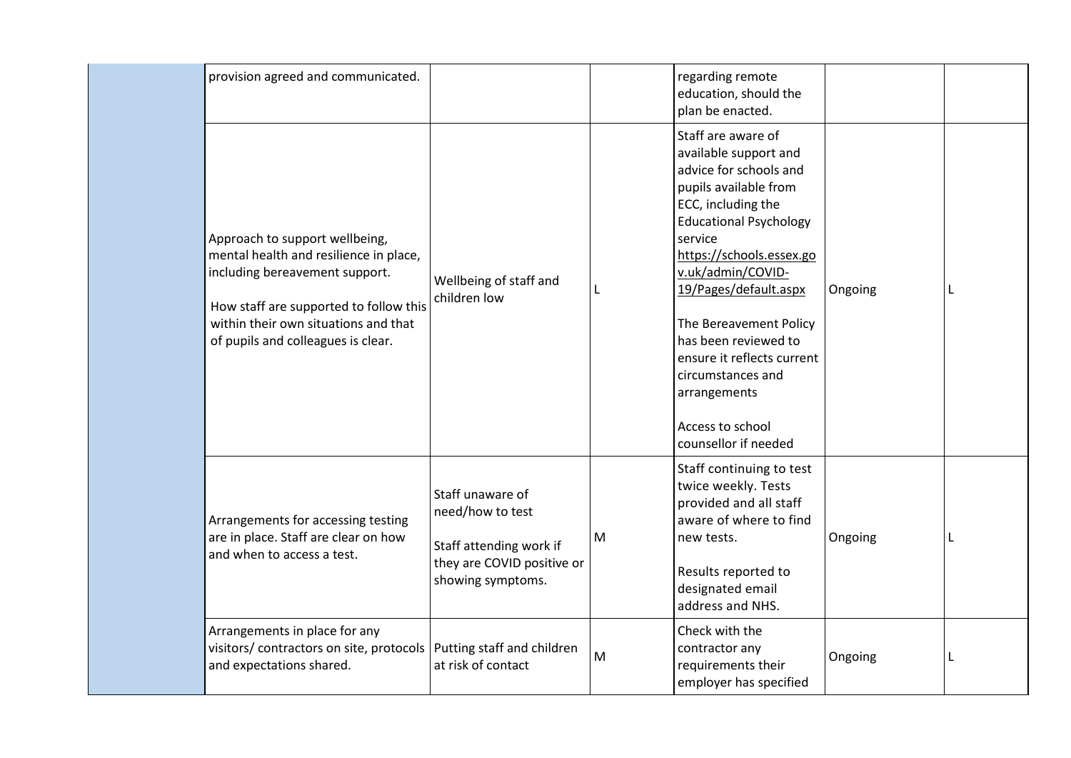| | | | | | | |
|---|---|---|---|---|---|---|
| | provision agreed and communicated. | | | regarding remote education, should the plan be enacted. | | |
| | Approach to support wellbeing, mental health and resilience in place, including bereavement support.<br><br>How staff are supported to follow this within their own situations and that of pupils and colleagues is clear. | Wellbeing of staff and children low | L | Staff are aware of available support and advice for schools and pupils available from ECC, including the Educational Psychology service https://schools.essex.gov.uk/admin/COVID-19/Pages/default.aspx<br><br>The Bereavement Policy has been reviewed to ensure it reflects current circumstances and arrangements<br><br>Access to school counsellor if needed | Ongoing | L |
| | Arrangements for accessing testing are in place. Staff are clear on how and when to access a test. | Staff unaware of need/how to test<br><br>Staff attending work if they are COVID positive or showing symptoms. | M | Staff continuing to test twice weekly. Tests provided and all staff aware of where to find new tests.<br><br>Results reported to designated email address and NHS. | Ongoing | L |
| | Arrangements in place for any visitors/ contractors on site, protocols and expectations shared. | Putting staff and children at risk of contact | M | Check with the contractor any requirements their employer has specified | Ongoing | L |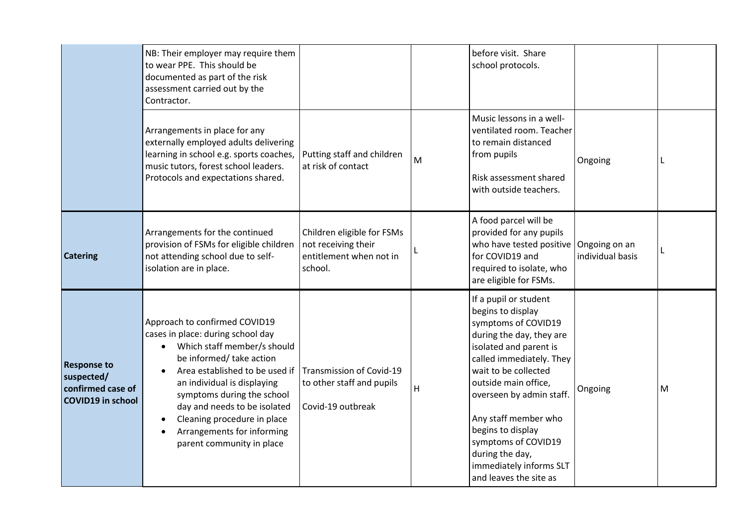| | | | | | | |
|---|---|---|---|---|---|---|
| | NB: Their employer may require them to wear PPE. This should be documented as part of the risk assessment carried out by the Contractor. | | | before visit. Share school protocols. | | |
| | Arrangements in place for any externally employed adults delivering learning in school e.g. sports coaches, music tutors, forest school leaders. Protocols and expectations shared. | Putting staff and children at risk of contact | M | Music lessons in a well-ventilated room. Teacher to remain distanced from pupils<br><br>Risk assessment shared with outside teachers. | Ongoing | L |
| **Catering** | Arrangements for the continued provision of FSMs for eligible children not attending school due to self-isolation are in place. | Children eligible for FSMs not receiving their entitlement when not in school. | L | A food parcel will be provided for any pupils who have tested positive for COVID19 and required to isolate, who are eligible for FSMs. | Ongoing on an individual basis | L |
| **Response to suspected/ confirmed case of COVID19 in school** | Approach to confirmed COVID19 cases in place: during school day<br>• Which staff member/s should be informed/ take action<br>• Area established to be used if an individual is displaying symptoms during the school day and needs to be isolated<br>• Cleaning procedure in place<br>• Arrangements for informing parent community in place | Transmission of Covid-19 to other staff and pupils<br><br>Covid-19 outbreak | H | If a pupil or student begins to display symptoms of COVID19 during the day, they are isolated and parent is called immediately. They wait to be collected outside main office, overseen by admin staff.<br><br>Any staff member who begins to display symptoms of COVID19 during the day, immediately informs SLT and leaves the site as | Ongoing | M |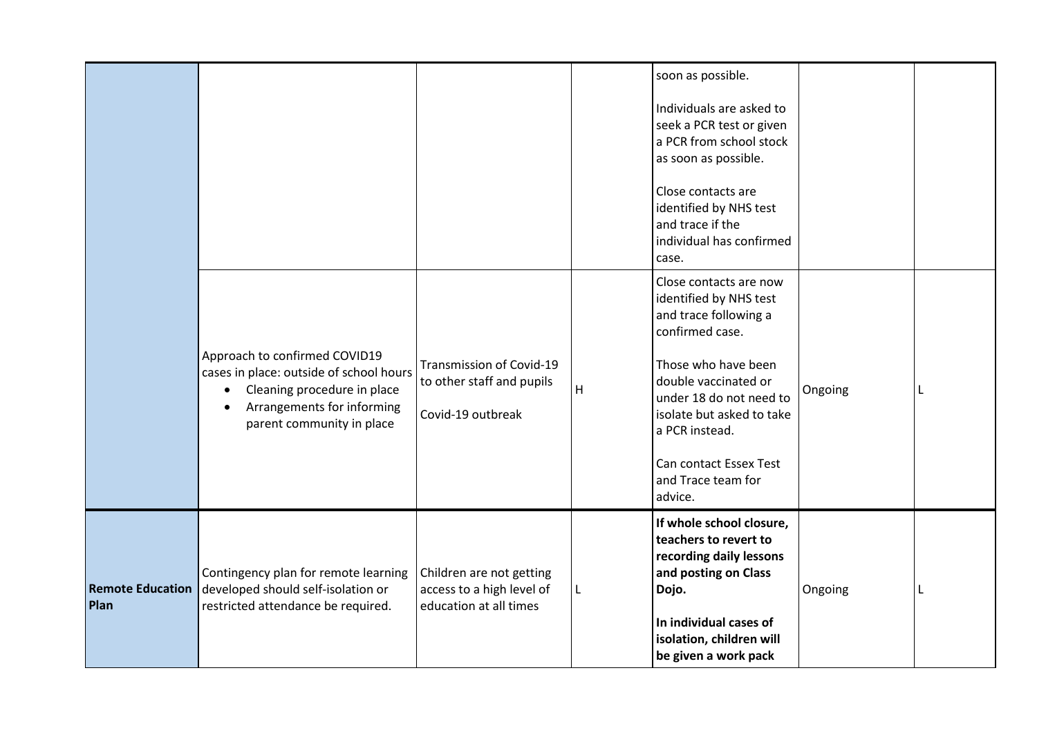|  |  |  |  |  |  |  |
|---|---|---|---|---|---|---|
|  |  |  |  | soon as possible.<br><br>Individuals are asked to seek a PCR test or given a PCR from school stock as soon as possible.<br><br>Close contacts are identified by NHS test and trace if the individual has confirmed case. |  |  |
|  | Approach to confirmed COVID19 cases in place: outside of school hours<br>• Cleaning procedure in place<br>• Arrangements for informing parent community in place | Transmission of Covid-19 to other staff and pupils<br><br>Covid-19 outbreak | H | Close contacts are now identified by NHS test and trace following a confirmed case.<br><br>Those who have been double vaccinated or under 18 do not need to isolate but asked to take a PCR instead.<br><br>Can contact Essex Test and Trace team for advice. | Ongoing | L |
| **Remote Education Plan** | Contingency plan for remote learning developed should self-isolation or restricted attendance be required. | Children are not getting access to a high level of education at all times | L | **If whole school closure, teachers to revert to recording daily lessons and posting on Class Dojo.**<br><br>**In individual cases of isolation, children will be given a work pack** | Ongoing | L |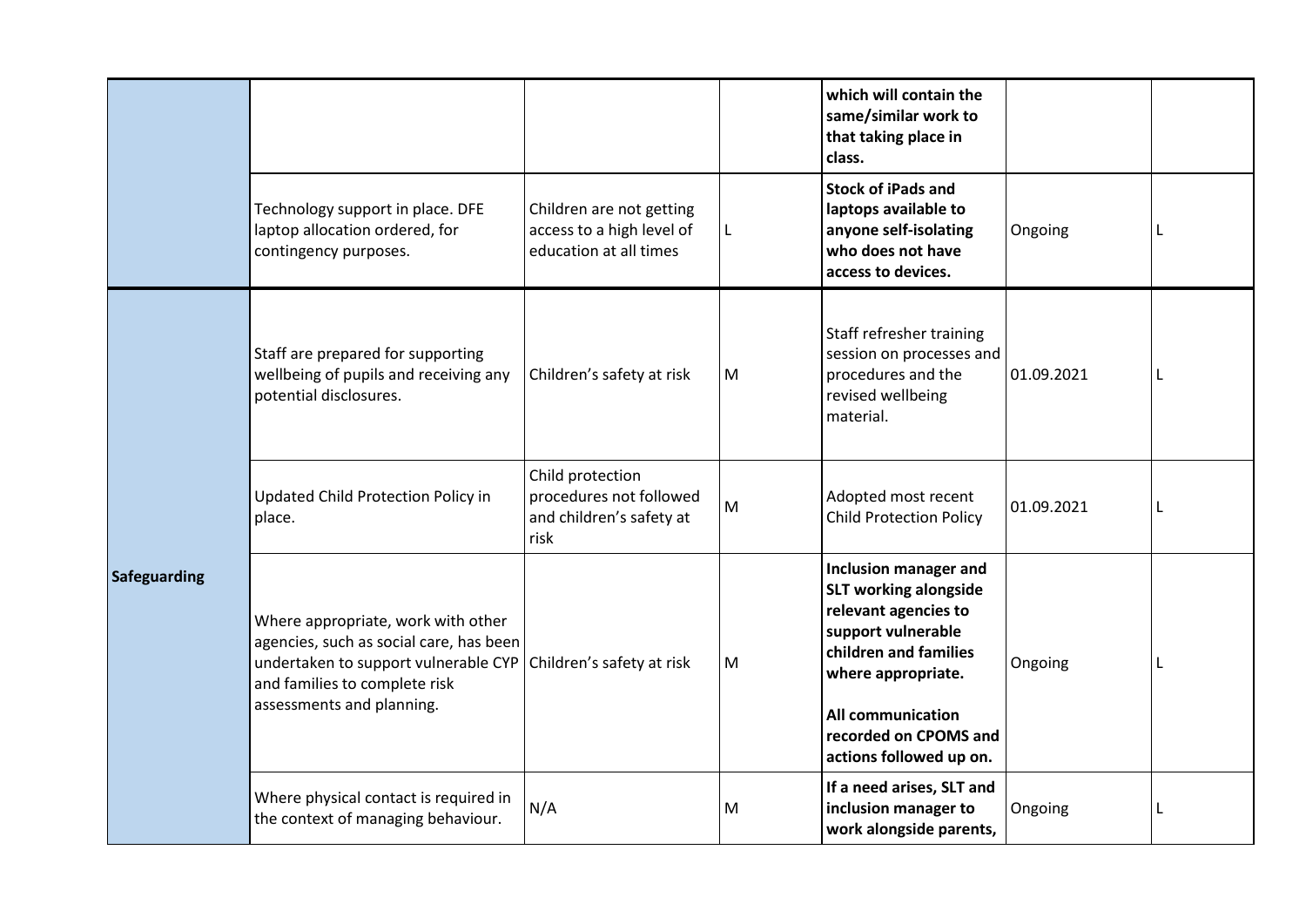| | | | | | | |
|---|---|---|---|---|---|---|
| | | | | **which will contain the same/similar work to that taking place in class.** | | |
| | Technology support in place. DFE laptop allocation ordered, for contingency purposes. | Children are not getting access to a high level of education at all times | L | **Stock of iPads and laptops available to anyone self-isolating who does not have access to devices.** | Ongoing | L |
| **Safeguarding** | Staff are prepared for supporting wellbeing of pupils and receiving any potential disclosures. | Children's safety at risk | M | Staff refresher training session on processes and procedures and the revised wellbeing material. | 01.09.2021 | L |
| | Updated Child Protection Policy in place. | Child protection procedures not followed and children's safety at risk | M | Adopted most recent Child Protection Policy | 01.09.2021 | L |
| | Where appropriate, work with other agencies, such as social care, has been undertaken to support vulnerable CYP and families to complete risk assessments and planning. | Children's safety at risk | M | **Inclusion manager and SLT working alongside relevant agencies to support vulnerable children and families where appropriate.**<br><br>**All communication recorded on CPOMS and actions followed up on.** | Ongoing | L |
| | Where physical contact is required in the context of managing behaviour. | N/A | M | **If a need arises, SLT and inclusion manager to work alongside parents,** | Ongoing | L |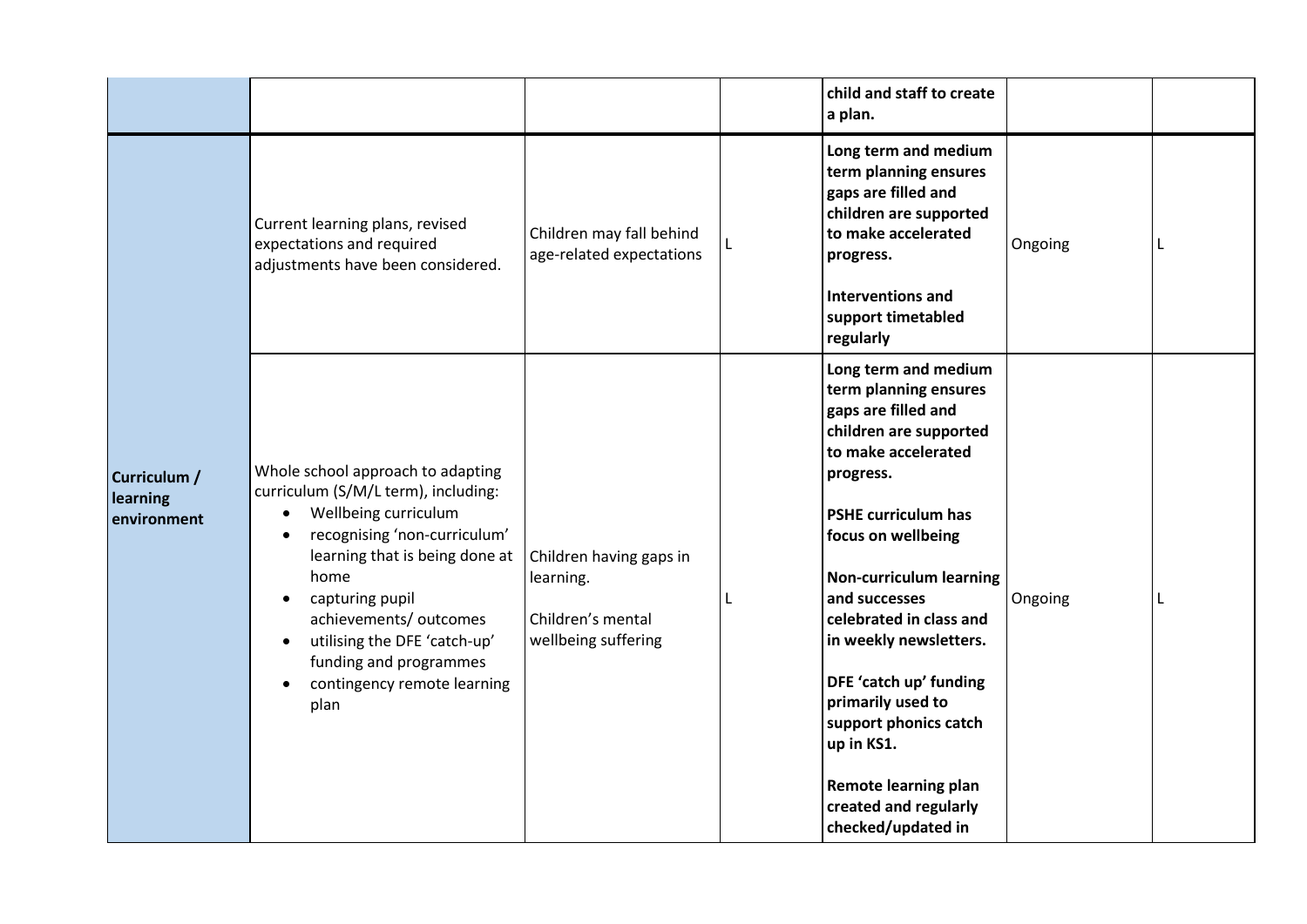| | | | | | | |
|---|---|---|---|---|---|---|
| | | | | **child and staff to create a plan.** | | |
| **Curriculum / learning environment** | Current learning plans, revised expectations and required adjustments have been considered. | Children may fall behind age-related expectations | L | **Long term and medium term planning ensures gaps are filled and children are supported to make accelerated progress.**<br><br>**Interventions and support timetabled regularly** | Ongoing | L |
| | Whole school approach to adapting curriculum (S/M/L term), including:<br>• Wellbeing curriculum<br>• recognising 'non-curriculum' learning that is being done at home<br>• capturing pupil achievements/ outcomes<br>• utilising the DFE 'catch-up' funding and programmes<br>• contingency remote learning plan | Children having gaps in learning.<br><br>Children's mental wellbeing suffering | L | **Long term and medium term planning ensures gaps are filled and children are supported to make accelerated progress.**<br><br>**PSHE curriculum has focus on wellbeing**<br><br>**Non-curriculum learning and successes celebrated in class and in weekly newsletters.**<br><br>**DFE 'catch up' funding primarily used to support phonics catch up in KS1.**<br><br>**Remote learning plan created and regularly checked/updated in** | Ongoing | L |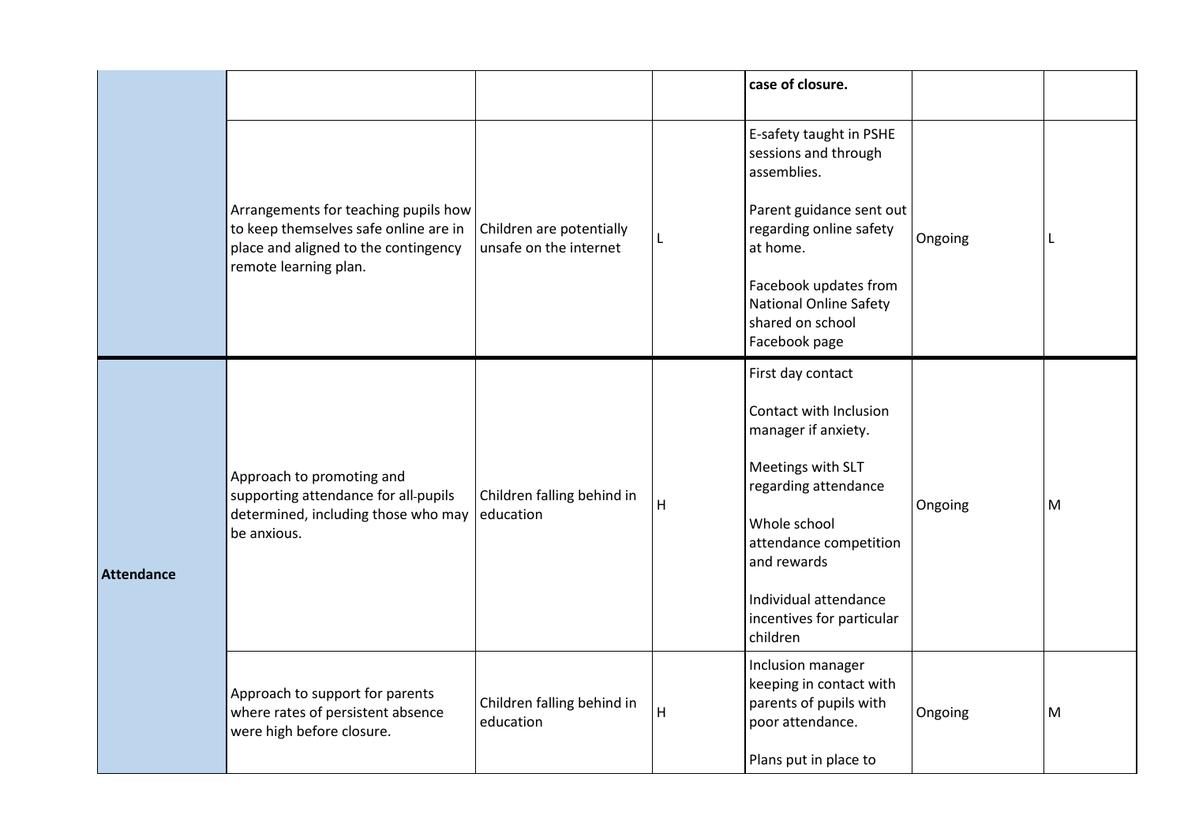| | | | | | | |
|---|---|---|---|---|---|---|
| | | | | **case of closure.** | | |
| | Arrangements for teaching pupils how to keep themselves safe online are in place and aligned to the contingency remote learning plan. | Children are potentially unsafe on the internet | L | E-safety taught in PSHE sessions and through assemblies.<br><br>Parent guidance sent out regarding online safety at home.<br><br>Facebook updates from National Online Safety shared on school Facebook page | Ongoing | L |
| **Attendance** | Approach to promoting and supporting attendance for all-pupils determined, including those who may be anxious. | Children falling behind in education | H | First day contact<br><br>Contact with Inclusion manager if anxiety.<br><br>Meetings with SLT regarding attendance<br><br>Whole school attendance competition and rewards<br><br>Individual attendance incentives for particular children | Ongoing | M |
| | Approach to support for parents where rates of persistent absence were high before closure. | Children falling behind in education | H | Inclusion manager keeping in contact with parents of pupils with poor attendance.<br><br>Plans put in place to | Ongoing | M |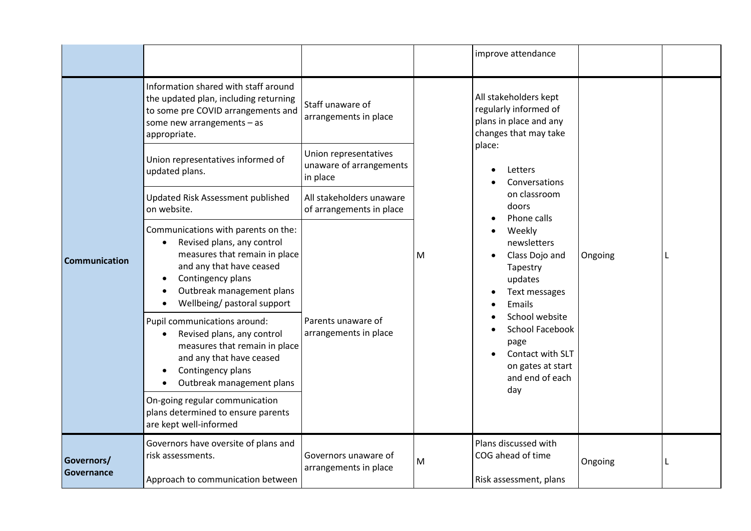| | | | | | | |
|---|---|---|---|---|---|---|
| | | | | improve attendance | | |
| **Communication** | Information shared with staff around the updated plan, including returning to some pre COVID arrangements and some new arrangements – as appropriate. | Staff unaware of arrangements in place | M | All stakeholders kept regularly informed of plans in place and any changes that may take place:<br>• Letters<br>• Conversations on classroom doors<br>• Phone calls<br>• Weekly newsletters<br>• Class Dojo and Tapestry updates<br>• Text messages<br>• Emails<br>• School website<br>• School Facebook page<br>• Contact with SLT on gates at start and end of each day | Ongoing | L |
| | Union representatives informed of updated plans. | Union representatives unaware of arrangements in place | | | | |
| | Updated Risk Assessment published on website. | All stakeholders unaware of arrangements in place | | | | |
| | Communications with parents on the:<br>• Revised plans, any control measures that remain in place and any that have ceased<br>• Contingency plans<br>• Outbreak management plans<br>• Wellbeing/ pastoral support | Parents unaware of arrangements in place | | | | |
| | Pupil communications around:<br>• Revised plans, any control measures that remain in place and any that have ceased<br>• Contingency plans<br>• Outbreak management plans | | | | | |
| | On-going regular communication plans determined to ensure parents are kept well-informed | | | | | |
| **Governors/ Governance** | Governors have oversite of plans and risk assessments.<br><br>Approach to communication between | Governors unaware of arrangements in place | M | Plans discussed with COG ahead of time<br><br>Risk assessment, plans | Ongoing | L |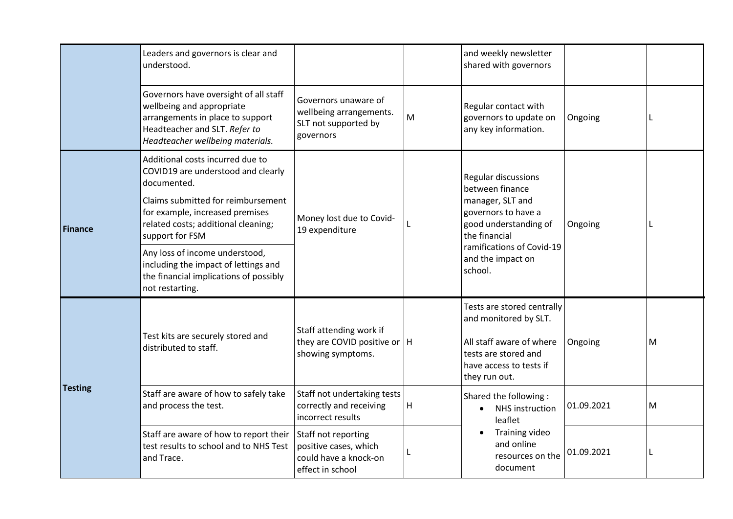| | | | | | | |
|---|---|---|---|---|---|---|
| | Leaders and governors is clear and understood. | | | and weekly newsletter shared with governors | | |
| | Governors have oversight of all staff wellbeing and appropriate arrangements in place to support Headteacher and SLT. *Refer to Headteacher wellbeing materials.* | Governors unaware of wellbeing arrangements. SLT not supported by governors | M | Regular contact with governors to update on any key information. | Ongoing | L |
| **Finance** | Additional costs incurred due to COVID19 are understood and clearly documented. | Money lost due to Covid-19 expenditure | L | Regular discussions between finance manager, SLT and governors to have a good understanding of the financial ramifications of Covid-19 and the impact on school. | Ongoing | L |
| | Claims submitted for reimbursement for example, increased premises related costs; additional cleaning; support for FSM | | | | | |
| | Any loss of income understood, including the impact of lettings and the financial implications of possibly not restarting. | | | | | |
| **Testing** | Test kits are securely stored and distributed to staff. | Staff attending work if they are COVID positive or showing symptoms. | H | Tests are stored centrally and monitored by SLT.<br><br>All staff aware of where tests are stored and have access to tests if they run out. | Ongoing | M |
| | Staff are aware of how to safely take and process the test. | Staff not undertaking tests correctly and receiving incorrect results | H | Shared the following :<br>• NHS instruction leaflet<br>• Training video and online resources on the document | 01.09.2021 | M |
| | Staff are aware of how to report their test results to school and to NHS Test and Trace. | Staff not reporting positive cases, which could have a knock-on effect in school | L | | 01.09.2021 | L |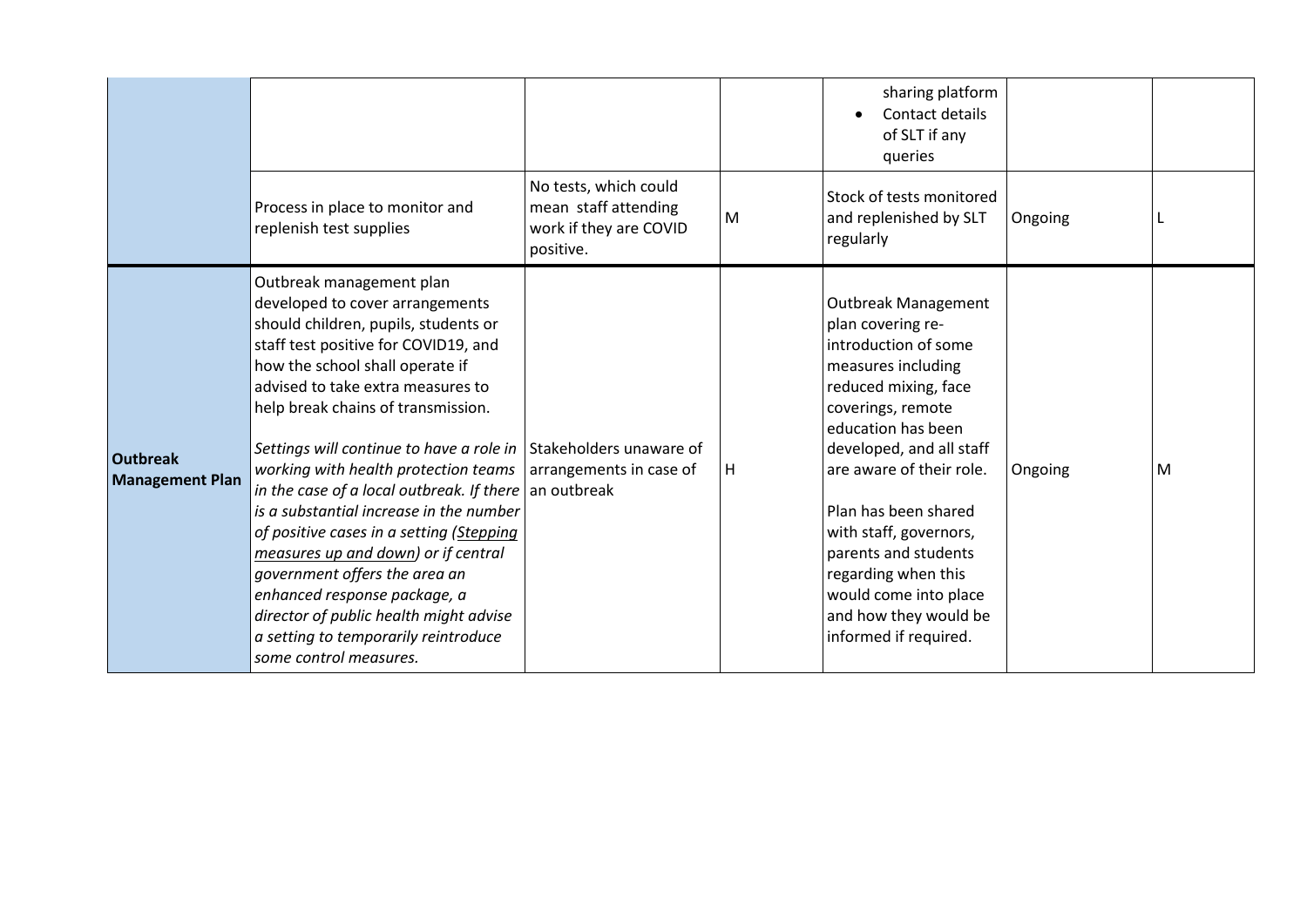| | | | | | | |
|---|---|---|---|---|---|---|
| | | | | • sharing platform<br>• Contact details of SLT if any queries | | |
| | Process in place to monitor and replenish test supplies | No tests, which could mean staff attending work if they are COVID positive. | M | Stock of tests monitored and replenished by SLT regularly | Ongoing | L |
| **Outbreak Management Plan** | Outbreak management plan developed to cover arrangements should children, pupils, students or staff test positive for COVID19, and how the school shall operate if advised to take extra measures to help break chains of transmission.<br><br>*Settings will continue to have a role in working with health protection teams in the case of a local outbreak. If there is a substantial increase in the number of positive cases in a setting (Stepping measures up and down) or if central government offers the area an enhanced response package, a director of public health might advise a setting to temporarily reintroduce some control measures.* | Stakeholders unaware of arrangements in case of an outbreak | H | Outbreak Management plan covering re-introduction of some measures including reduced mixing, face coverings, remote education has been developed, and all staff are aware of their role.<br><br>Plan has been shared with staff, governors, parents and students regarding when this would come into place and how they would be informed if required. | Ongoing | M |